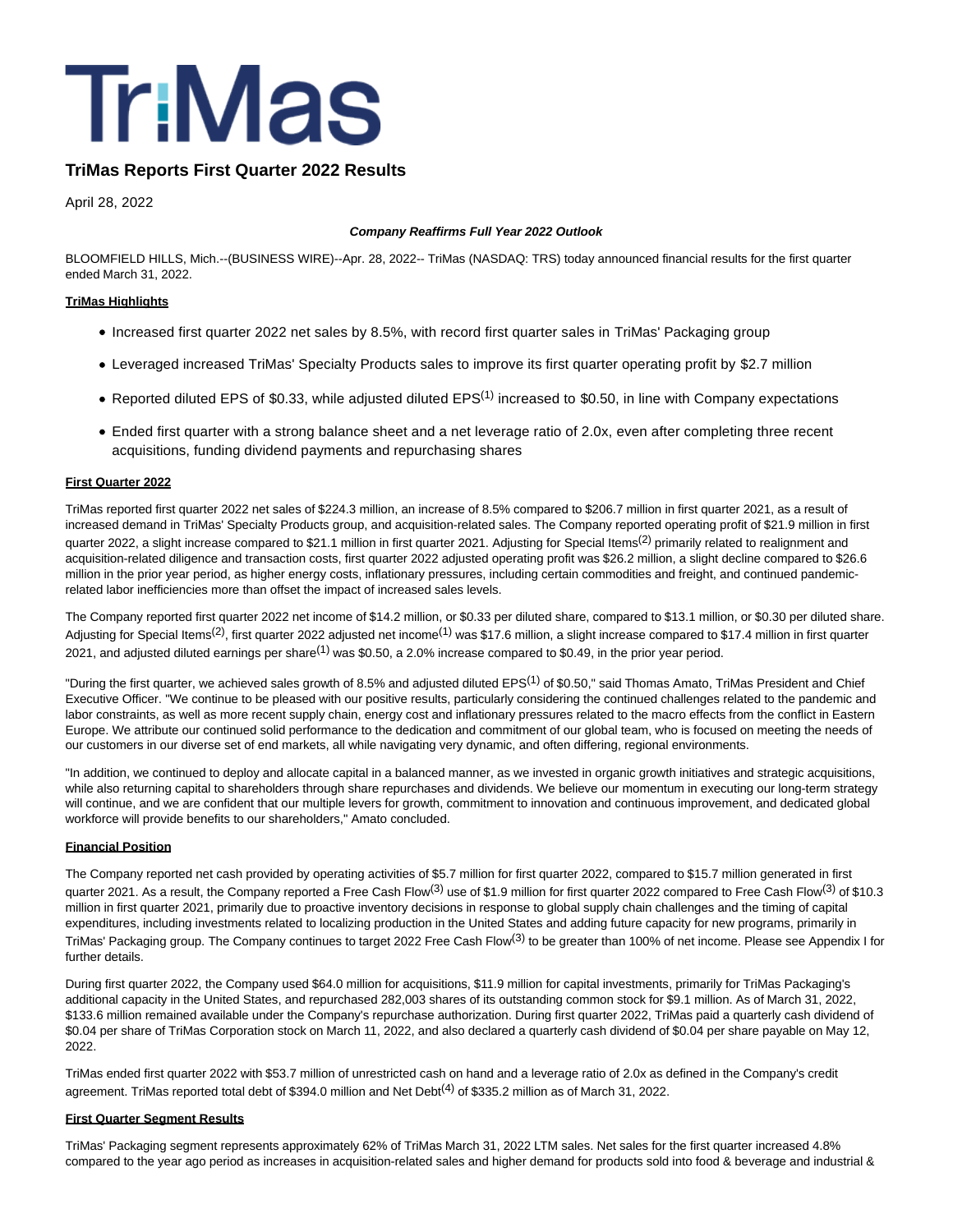# TriMas

## TriMas Reports First Quarter 2022 Results

April 28, 2022

***Company Reaffirms Full Year 2022 Outlook***

BLOOMFIELD HILLS, Mich.--(BUSINESS WIRE)--Apr. 28, 2022-- TriMas (NASDAQ: TRS) today announced financial results for the first quarter ended March 31, 2022.

**TriMas Highlights**

- Increased first quarter 2022 net sales by 8.5%, with record first quarter sales in TriMas' Packaging group
- Leveraged increased TriMas' Specialty Products sales to improve its first quarter operating profit by $2.7 million
- Reported diluted EPS of $0.33, while adjusted diluted EPS(1) increased to $0.50, in line with Company expectations
- Ended first quarter with a strong balance sheet and a net leverage ratio of 2.0x, even after completing three recent acquisitions, funding dividend payments and repurchasing shares

**First Quarter 2022**

TriMas reported first quarter 2022 net sales of $224.3 million, an increase of 8.5% compared to $206.7 million in first quarter 2021, as a result of increased demand in TriMas' Specialty Products group, and acquisition-related sales. The Company reported operating profit of $21.9 million in first quarter 2022, a slight increase compared to $21.1 million in first quarter 2021. Adjusting for Special Items(2) primarily related to realignment and acquisition-related diligence and transaction costs, first quarter 2022 adjusted operating profit was $26.2 million, a slight decline compared to $26.6 million in the prior year period, as higher energy costs, inflationary pressures, including certain commodities and freight, and continued pandemic-related labor inefficiencies more than offset the impact of increased sales levels.

The Company reported first quarter 2022 net income of $14.2 million, or $0.33 per diluted share, compared to $13.1 million, or $0.30 per diluted share. Adjusting for Special Items(2), first quarter 2022 adjusted net income(1) was $17.6 million, a slight increase compared to $17.4 million in first quarter 2021, and adjusted diluted earnings per share(1) was $0.50, a 2.0% increase compared to $0.49, in the prior year period.

"During the first quarter, we achieved sales growth of 8.5% and adjusted diluted EPS(1) of $0.50," said Thomas Amato, TriMas President and Chief Executive Officer. "We continue to be pleased with our positive results, particularly considering the continued challenges related to the pandemic and labor constraints, as well as more recent supply chain, energy cost and inflationary pressures related to the macro effects from the conflict in Eastern Europe. We attribute our continued solid performance to the dedication and commitment of our global team, who is focused on meeting the needs of our customers in our diverse set of end markets, all while navigating very dynamic, and often differing, regional environments.

"In addition, we continued to deploy and allocate capital in a balanced manner, as we invested in organic growth initiatives and strategic acquisitions, while also returning capital to shareholders through share repurchases and dividends. We believe our momentum in executing our long-term strategy will continue, and we are confident that our multiple levers for growth, commitment to innovation and continuous improvement, and dedicated global workforce will provide benefits to our shareholders," Amato concluded.

**Financial Position**

The Company reported net cash provided by operating activities of $5.7 million for first quarter 2022, compared to $15.7 million generated in first quarter 2021. As a result, the Company reported a Free Cash Flow(3) use of $1.9 million for first quarter 2022 compared to Free Cash Flow(3) of $10.3 million in first quarter 2021, primarily due to proactive inventory decisions in response to global supply chain challenges and the timing of capital expenditures, including investments related to localizing production in the United States and adding future capacity for new programs, primarily in TriMas' Packaging group. The Company continues to target 2022 Free Cash Flow(3) to be greater than 100% of net income. Please see Appendix I for further details.

During first quarter 2022, the Company used $64.0 million for acquisitions, $11.9 million for capital investments, primarily for TriMas Packaging's additional capacity in the United States, and repurchased 282,003 shares of its outstanding common stock for $9.1 million. As of March 31, 2022, $133.6 million remained available under the Company's repurchase authorization. During first quarter 2022, TriMas paid a quarterly cash dividend of $0.04 per share of TriMas Corporation stock on March 11, 2022, and also declared a quarterly cash dividend of $0.04 per share payable on May 12, 2022.

TriMas ended first quarter 2022 with $53.7 million of unrestricted cash on hand and a leverage ratio of 2.0x as defined in the Company's credit agreement. TriMas reported total debt of $394.0 million and Net Debt(4) of $335.2 million as of March 31, 2022.

**First Quarter Segment Results**

TriMas' Packaging segment represents approximately 62% of TriMas March 31, 2022 LTM sales. Net sales for the first quarter increased 4.8% compared to the year ago period as increases in acquisition-related sales and higher demand for products sold into food & beverage and industrial &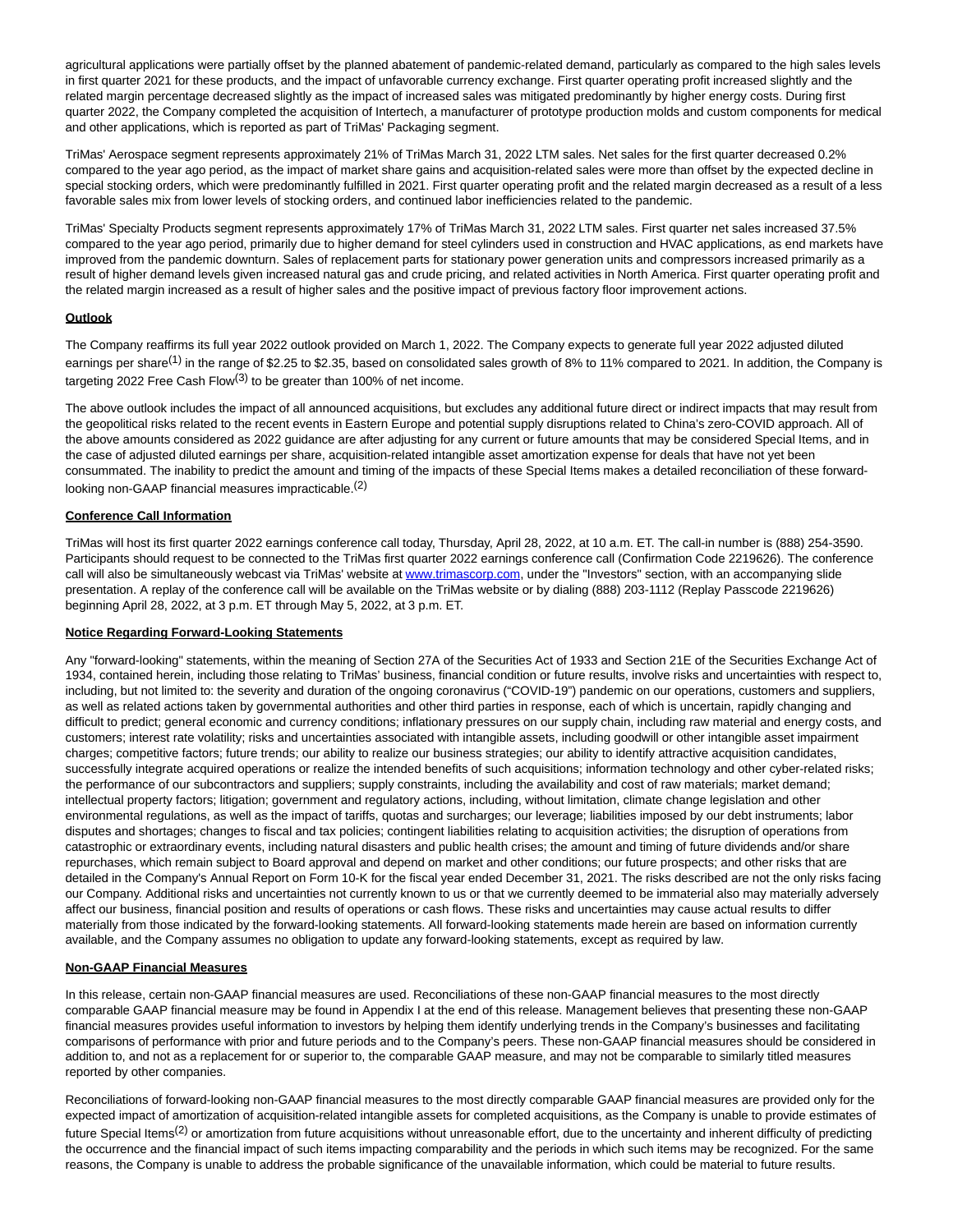agricultural applications were partially offset by the planned abatement of pandemic-related demand, particularly as compared to the high sales levels in first quarter 2021 for these products, and the impact of unfavorable currency exchange. First quarter operating profit increased slightly and the related margin percentage decreased slightly as the impact of increased sales was mitigated predominantly by higher energy costs. During first quarter 2022, the Company completed the acquisition of Intertech, a manufacturer of prototype production molds and custom components for medical and other applications, which is reported as part of TriMas' Packaging segment.

TriMas' Aerospace segment represents approximately 21% of TriMas March 31, 2022 LTM sales. Net sales for the first quarter decreased 0.2% compared to the year ago period, as the impact of market share gains and acquisition-related sales were more than offset by the expected decline in special stocking orders, which were predominantly fulfilled in 2021. First quarter operating profit and the related margin decreased as a result of a less favorable sales mix from lower levels of stocking orders, and continued labor inefficiencies related to the pandemic.

TriMas' Specialty Products segment represents approximately 17% of TriMas March 31, 2022 LTM sales. First quarter net sales increased 37.5% compared to the year ago period, primarily due to higher demand for steel cylinders used in construction and HVAC applications, as end markets have improved from the pandemic downturn. Sales of replacement parts for stationary power generation units and compressors increased primarily as a result of higher demand levels given increased natural gas and crude pricing, and related activities in North America. First quarter operating profit and the related margin increased as a result of higher sales and the positive impact of previous factory floor improvement actions.

**Outlook**

The Company reaffirms its full year 2022 outlook provided on March 1, 2022. The Company expects to generate full year 2022 adjusted diluted earnings per share(1) in the range of $2.25 to $2.35, based on consolidated sales growth of 8% to 11% compared to 2021. In addition, the Company is targeting 2022 Free Cash Flow(3) to be greater than 100% of net income.

The above outlook includes the impact of all announced acquisitions, but excludes any additional future direct or indirect impacts that may result from the geopolitical risks related to the recent events in Eastern Europe and potential supply disruptions related to China's zero-COVID approach. All of the above amounts considered as 2022 guidance are after adjusting for any current or future amounts that may be considered Special Items, and in the case of adjusted diluted earnings per share, acquisition-related intangible asset amortization expense for deals that have not yet been consummated. The inability to predict the amount and timing of the impacts of these Special Items makes a detailed reconciliation of these forward-looking non-GAAP financial measures impracticable.(2)

**Conference Call Information**

TriMas will host its first quarter 2022 earnings conference call today, Thursday, April 28, 2022, at 10 a.m. ET. The call-in number is (888) 254-3590. Participants should request to be connected to the TriMas first quarter 2022 earnings conference call (Confirmation Code 2219626). The conference call will also be simultaneously webcast via TriMas' website at www.trimascorp.com, under the "Investors" section, with an accompanying slide presentation. A replay of the conference call will be available on the TriMas website or by dialing (888) 203-1112 (Replay Passcode 2219626) beginning April 28, 2022, at 3 p.m. ET through May 5, 2022, at 3 p.m. ET.

**Notice Regarding Forward-Looking Statements**

Any "forward-looking" statements, within the meaning of Section 27A of the Securities Act of 1933 and Section 21E of the Securities Exchange Act of 1934, contained herein, including those relating to TriMas' business, financial condition or future results, involve risks and uncertainties with respect to, including, but not limited to: the severity and duration of the ongoing coronavirus ("COVID-19") pandemic on our operations, customers and suppliers, as well as related actions taken by governmental authorities and other third parties in response, each of which is uncertain, rapidly changing and difficult to predict; general economic and currency conditions; inflationary pressures on our supply chain, including raw material and energy costs, and customers; interest rate volatility; risks and uncertainties associated with intangible assets, including goodwill or other intangible asset impairment charges; competitive factors; future trends; our ability to realize our business strategies; our ability to identify attractive acquisition candidates, successfully integrate acquired operations or realize the intended benefits of such acquisitions; information technology and other cyber-related risks; the performance of our subcontractors and suppliers; supply constraints, including the availability and cost of raw materials; market demand; intellectual property factors; litigation; government and regulatory actions, including, without limitation, climate change legislation and other environmental regulations, as well as the impact of tariffs, quotas and surcharges; our leverage; liabilities imposed by our debt instruments; labor disputes and shortages; changes to fiscal and tax policies; contingent liabilities relating to acquisition activities; the disruption of operations from catastrophic or extraordinary events, including natural disasters and public health crises; the amount and timing of future dividends and/or share repurchases, which remain subject to Board approval and depend on market and other conditions; our future prospects; and other risks that are detailed in the Company's Annual Report on Form 10-K for the fiscal year ended December 31, 2021. The risks described are not the only risks facing our Company. Additional risks and uncertainties not currently known to us or that we currently deemed to be immaterial also may materially adversely affect our business, financial position and results of operations or cash flows. These risks and uncertainties may cause actual results to differ materially from those indicated by the forward-looking statements. All forward-looking statements made herein are based on information currently available, and the Company assumes no obligation to update any forward-looking statements, except as required by law.

**Non-GAAP Financial Measures**

In this release, certain non-GAAP financial measures are used. Reconciliations of these non-GAAP financial measures to the most directly comparable GAAP financial measure may be found in Appendix I at the end of this release. Management believes that presenting these non-GAAP financial measures provides useful information to investors by helping them identify underlying trends in the Company's businesses and facilitating comparisons of performance with prior and future periods and to the Company's peers. These non-GAAP financial measures should be considered in addition to, and not as a replacement for or superior to, the comparable GAAP measure, and may not be comparable to similarly titled measures reported by other companies.

Reconciliations of forward-looking non-GAAP financial measures to the most directly comparable GAAP financial measures are provided only for the expected impact of amortization of acquisition-related intangible assets for completed acquisitions, as the Company is unable to provide estimates of future Special Items(2) or amortization from future acquisitions without unreasonable effort, due to the uncertainty and inherent difficulty of predicting the occurrence and the financial impact of such items impacting comparability and the periods in which such items may be recognized. For the same reasons, the Company is unable to address the probable significance of the unavailable information, which could be material to future results.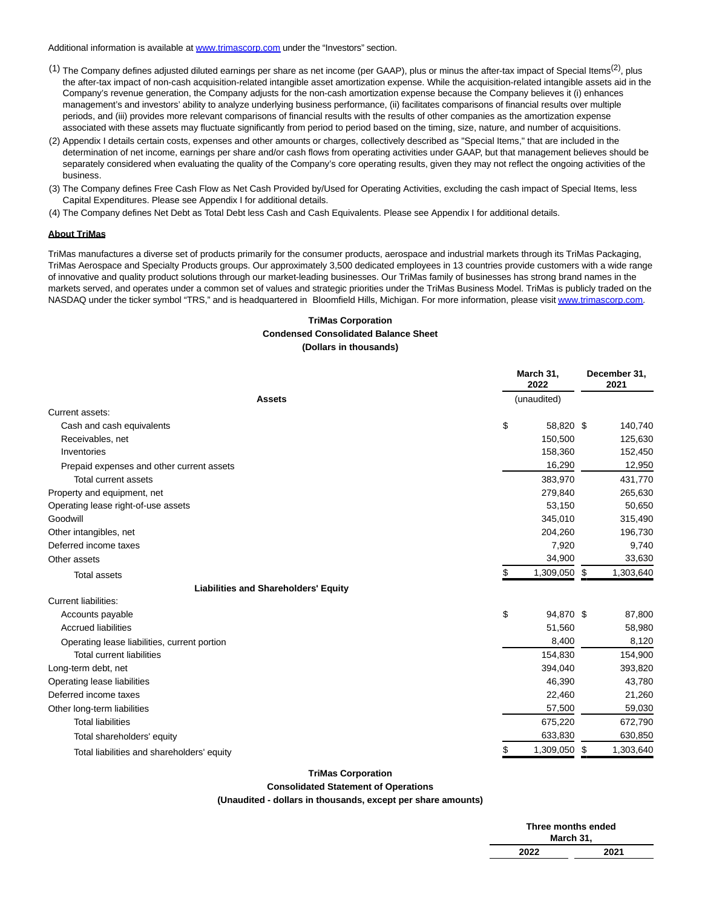Additional information is available at www.trimascorp.com under the "Investors" section.

(1) The Company defines adjusted diluted earnings per share as net income (per GAAP), plus or minus the after-tax impact of Special Items[(2)], plus the after-tax impact of non-cash acquisition-related intangible asset amortization expense. While the acquisition-related intangible assets aid in the Company's revenue generation, the Company adjusts for the non-cash amortization expense because the Company believes it (i) enhances management's and investors' ability to analyze underlying business performance, (ii) facilitates comparisons of financial results over multiple periods, and (iii) provides more relevant comparisons of financial results with the results of other companies as the amortization expense associated with these assets may fluctuate significantly from period to period based on the timing, size, nature, and number of acquisitions.

(2) Appendix I details certain costs, expenses and other amounts or charges, collectively described as "Special Items," that are included in the determination of net income, earnings per share and/or cash flows from operating activities under GAAP, but that management believes should be separately considered when evaluating the quality of the Company's core operating results, given they may not reflect the ongoing activities of the business.

(3) The Company defines Free Cash Flow as Net Cash Provided by/Used for Operating Activities, excluding the cash impact of Special Items, less Capital Expenditures. Please see Appendix I for additional details.

(4) The Company defines Net Debt as Total Debt less Cash and Cash Equivalents. Please see Appendix I for additional details.

**About TriMas**

TriMas manufactures a diverse set of products primarily for the consumer products, aerospace and industrial markets through its TriMas Packaging, TriMas Aerospace and Specialty Products groups. Our approximately 3,500 dedicated employees in 13 countries provide customers with a wide range of innovative and quality product solutions through our market-leading businesses. Our TriMas family of businesses has strong brand names in the markets served, and operates under a common set of values and strategic priorities under the TriMas Business Model. TriMas is publicly traded on the NASDAQ under the ticker symbol "TRS," and is headquartered in Bloomfield Hills, Michigan. For more information, please visit www.trimascorp.com.

**TriMas Corporation**
**Condensed Consolidated Balance Sheet**
**(Dollars in thousands)**

| | March 31, 2022 | December 31, 2021 |
|---|---|---|
| **Assets** | (unaudited) | |
| Current assets: | | |
| Cash and cash equivalents | $ 58,820 | $ 140,740 |
| Receivables, net | 150,500 | 125,630 |
| Inventories | 158,360 | 152,450 |
| Prepaid expenses and other current assets | 16,290 | 12,950 |
| Total current assets | 383,970 | 431,770 |
| Property and equipment, net | 279,840 | 265,630 |
| Operating lease right-of-use assets | 53,150 | 50,650 |
| Goodwill | 345,010 | 315,490 |
| Other intangibles, net | 204,260 | 196,730 |
| Deferred income taxes | 7,920 | 9,740 |
| Other assets | 34,900 | 33,630 |
| Total assets | $ 1,309,050 | $ 1,303,640 |
| **Liabilities and Shareholders' Equity** | | |
| Current liabilities: | | |
| Accounts payable | $ 94,870 | $ 87,800 |
| Accrued liabilities | 51,560 | 58,980 |
| Operating lease liabilities, current portion | 8,400 | 8,120 |
| Total current liabilities | 154,830 | 154,900 |
| Long-term debt, net | 394,040 | 393,820 |
| Operating lease liabilities | 46,390 | 43,780 |
| Deferred income taxes | 22,460 | 21,260 |
| Other long-term liabilities | 57,500 | 59,030 |
| Total liabilities | 675,220 | 672,790 |
| Total shareholders' equity | 633,830 | 630,850 |
| Total liabilities and shareholders' equity | $ 1,309,050 | $ 1,303,640 |

**TriMas Corporation**
**Consolidated Statement of Operations**
**(Unaudited - dollars in thousands, except per share amounts)**

| | Three months ended March 31, | |
|---|---|---|
| | 2022 | 2021 |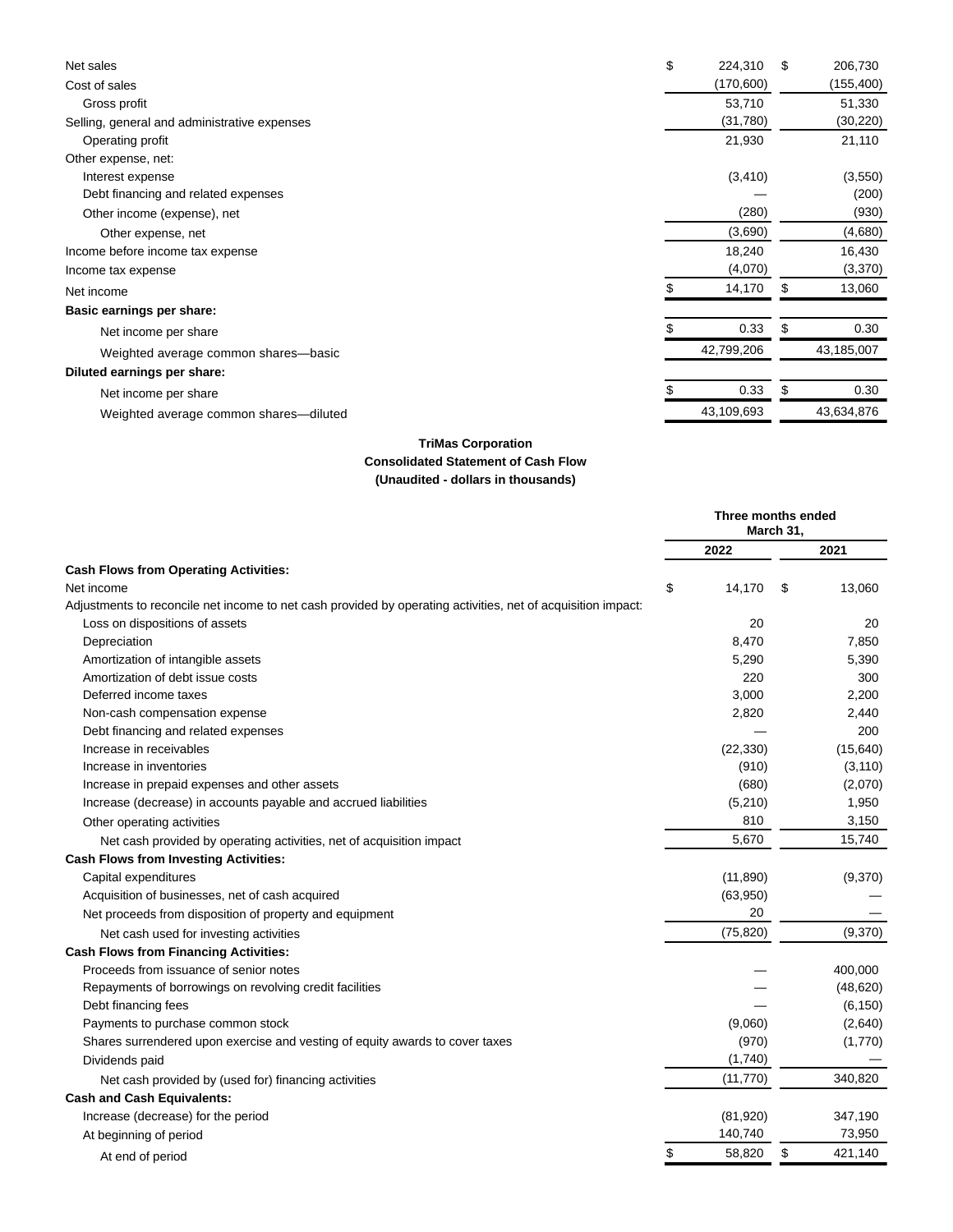| | | |
|---|---|---|
| Net sales | $ 224,310 | $ 206,730 |
| Cost of sales | (170,600) | (155,400) |
| Gross profit | 53,710 | 51,330 |
| Selling, general and administrative expenses | (31,780) | (30,220) |
| Operating profit | 21,930 | 21,110 |
| Other expense, net: | | |
| Interest expense | (3,410) | (3,550) |
| Debt financing and related expenses | — | (200) |
| Other income (expense), net | (280) | (930) |
| Other expense, net | (3,690) | (4,680) |
| Income before income tax expense | 18,240 | 16,430 |
| Income tax expense | (4,070) | (3,370) |
| Net income | $ 14,170 | $ 13,060 |
| **Basic earnings per share:** | | |
| Net income per share | $ 0.33 | $ 0.30 |
| Weighted average common shares—basic | 42,799,206 | 43,185,007 |
| **Diluted earnings per share:** | | |
| Net income per share | $ 0.33 | $ 0.30 |
| Weighted average common shares—diluted | 43,109,693 | 43,634,876 |

**TriMas Corporation**
**Consolidated Statement of Cash Flow**
**(Unaudited - dollars in thousands)**

| | Three months ended March 31, | |
|---|---|---|
| | 2022 | 2021 |
| **Cash Flows from Operating Activities:** | | |
| Net income | $ 14,170 | $ 13,060 |
| Adjustments to reconcile net income to net cash provided by operating activities, net of acquisition impact: | | |
| Loss on dispositions of assets | 20 | 20 |
| Depreciation | 8,470 | 7,850 |
| Amortization of intangible assets | 5,290 | 5,390 |
| Amortization of debt issue costs | 220 | 300 |
| Deferred income taxes | 3,000 | 2,200 |
| Non-cash compensation expense | 2,820 | 2,440 |
| Debt financing and related expenses | — | 200 |
| Increase in receivables | (22,330) | (15,640) |
| Increase in inventories | (910) | (3,110) |
| Increase in prepaid expenses and other assets | (680) | (2,070) |
| Increase (decrease) in accounts payable and accrued liabilities | (5,210) | 1,950 |
| Other operating activities | 810 | 3,150 |
| Net cash provided by operating activities, net of acquisition impact | 5,670 | 15,740 |
| **Cash Flows from Investing Activities:** | | |
| Capital expenditures | (11,890) | (9,370) |
| Acquisition of businesses, net of cash acquired | (63,950) | — |
| Net proceeds from disposition of property and equipment | 20 | — |
| Net cash used for investing activities | (75,820) | (9,370) |
| **Cash Flows from Financing Activities:** | | |
| Proceeds from issuance of senior notes | — | 400,000 |
| Repayments of borrowings on revolving credit facilities | — | (48,620) |
| Debt financing fees | — | (6,150) |
| Payments to purchase common stock | (9,060) | (2,640) |
| Shares surrendered upon exercise and vesting of equity awards to cover taxes | (970) | (1,770) |
| Dividends paid | (1,740) | — |
| Net cash provided by (used for) financing activities | (11,770) | 340,820 |
| **Cash and Cash Equivalents:** | | |
| Increase (decrease) for the period | (81,920) | 347,190 |
| At beginning of period | 140,740 | 73,950 |
| At end of period | $ 58,820 | $ 421,140 |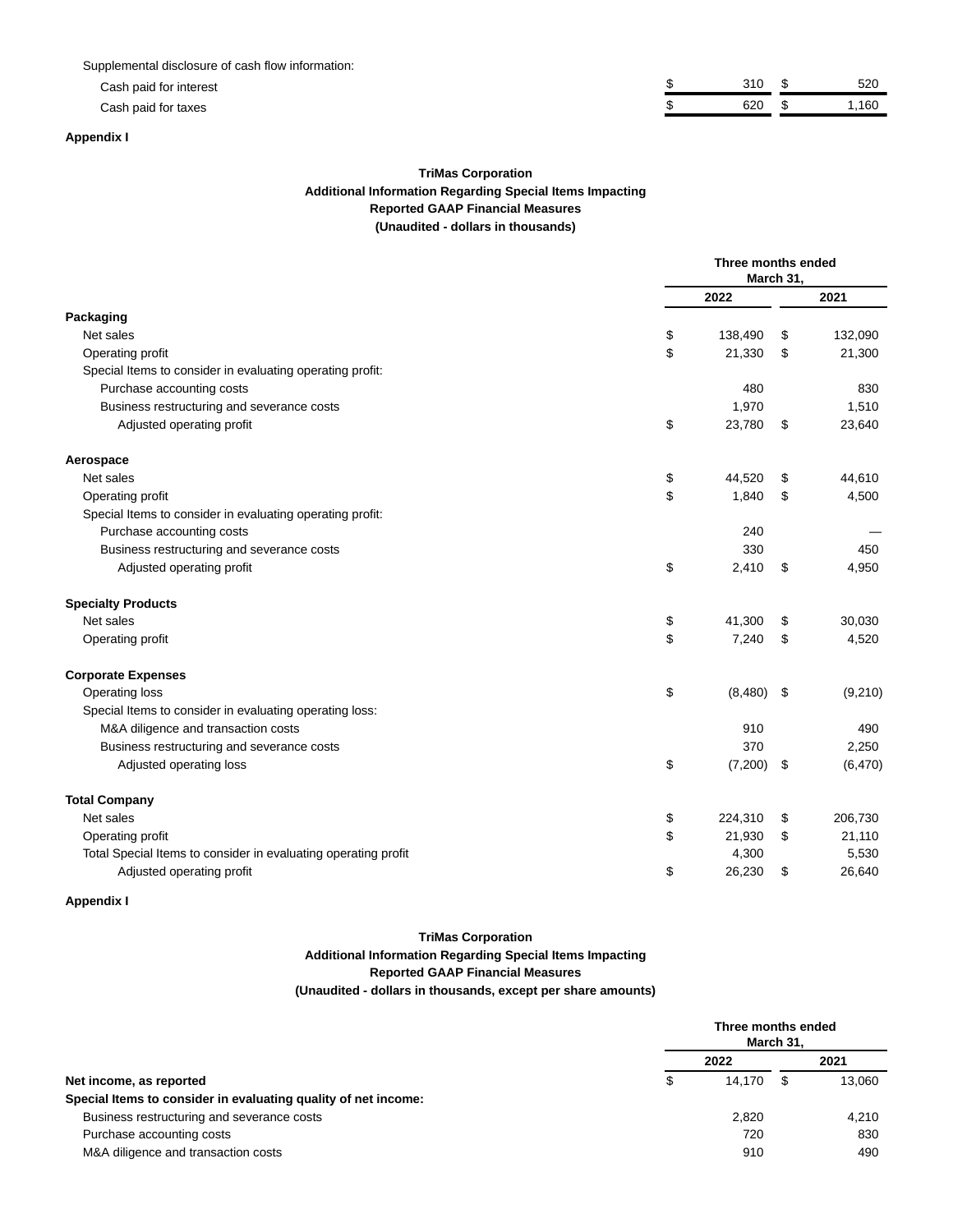| | 2022 | 2021 |
|---|---|---|
| Supplemental disclosure of cash flow information: | | |
| Cash paid for interest | $ 310 | $ 520 |
| Cash paid for taxes | $ 620 | $ 1,160 |

**Appendix I**

**TriMas Corporation**
**Additional Information Regarding Special Items Impacting**
**Reported GAAP Financial Measures**
**(Unaudited - dollars in thousands)**

| | Three months ended March 31, | |
|---|---|---|
| | 2022 | 2021 |
| **Packaging** | | |
| Net sales | $ 138,490 | $ 132,090 |
| Operating profit | $ 21,330 | $ 21,300 |
| Special Items to consider in evaluating operating profit: | | |
| Purchase accounting costs | 480 | 830 |
| Business restructuring and severance costs | 1,970 | 1,510 |
| Adjusted operating profit | $ 23,780 | $ 23,640 |
| **Aerospace** | | |
| Net sales | $ 44,520 | $ 44,610 |
| Operating profit | $ 1,840 | $ 4,500 |
| Special Items to consider in evaluating operating profit: | | |
| Purchase accounting costs | 240 | — |
| Business restructuring and severance costs | 330 | 450 |
| Adjusted operating profit | $ 2,410 | $ 4,950 |
| **Specialty Products** | | |
| Net sales | $ 41,300 | $ 30,030 |
| Operating profit | $ 7,240 | $ 4,520 |
| **Corporate Expenses** | | |
| Operating loss | $ (8,480) | $ (9,210) |
| Special Items to consider in evaluating operating loss: | | |
| M&A diligence and transaction costs | 910 | 490 |
| Business restructuring and severance costs | 370 | 2,250 |
| Adjusted operating loss | $ (7,200) | $ (6,470) |
| **Total Company** | | |
| Net sales | $ 224,310 | $ 206,730 |
| Operating profit | $ 21,930 | $ 21,110 |
| Total Special Items to consider in evaluating operating profit | 4,300 | 5,530 |
| Adjusted operating profit | $ 26,230 | $ 26,640 |

**Appendix I**

**TriMas Corporation**
**Additional Information Regarding Special Items Impacting**
**Reported GAAP Financial Measures**
**(Unaudited - dollars in thousands, except per share amounts)**

| | Three months ended March 31, | |
|---|---|---|
| | 2022 | 2021 |
| **Net income, as reported** | $ 14,170 | $ 13,060 |
| **Special Items to consider in evaluating quality of net income:** | | |
| Business restructuring and severance costs | 2,820 | 4,210 |
| Purchase accounting costs | 720 | 830 |
| M&A diligence and transaction costs | 910 | 490 |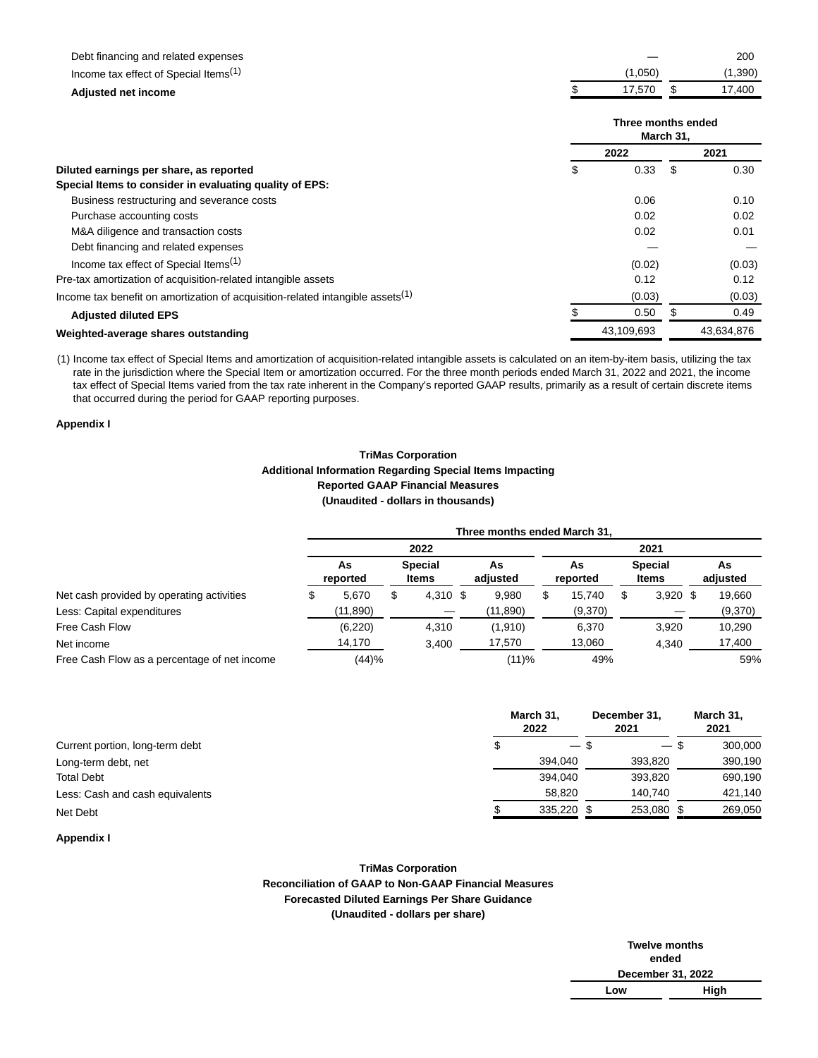| | | |
|---|---|---|
| Debt financing and related expenses | — | 200 |
| Income tax effect of Special Items[(1)] | (1,050) | (1,390) |
| **Adjusted net income** | $ 17,570 | $ 17,400 |

| | Three months ended March 31, | |
|---|---|---|
| | 2022 | 2021 |
| **Diluted earnings per share, as reported** | $ 0.33 | $ 0.30 |
| **Special Items to consider in evaluating quality of EPS:** | | |
| Business restructuring and severance costs | 0.06 | 0.10 |
| Purchase accounting costs | 0.02 | 0.02 |
| M&A diligence and transaction costs | 0.02 | 0.01 |
| Debt financing and related expenses | — | — |
| Income tax effect of Special Items[(1)] | (0.02) | (0.03) |
| Pre-tax amortization of acquisition-related intangible assets | 0.12 | 0.12 |
| Income tax benefit on amortization of acquisition-related intangible assets[(1)] | (0.03) | (0.03) |
| **Adjusted diluted EPS** | $ 0.50 | $ 0.49 |
| **Weighted-average shares outstanding** | 43,109,693 | 43,634,876 |

(1) Income tax effect of Special Items and amortization of acquisition-related intangible assets is calculated on an item-by-item basis, utilizing the tax rate in the jurisdiction where the Special Item or amortization occurred. For the three month periods ended March 31, 2022 and 2021, the income tax effect of Special Items varied from the tax rate inherent in the Company's reported GAAP results, primarily as a result of certain discrete items that occurred during the period for GAAP reporting purposes.

**Appendix I**

**TriMas Corporation**
**Additional Information Regarding Special Items Impacting**
**Reported GAAP Financial Measures**
**(Unaudited - dollars in thousands)**

| | Three months ended March 31, | | | | | |
|---|---|---|---|---|---|---|
| | 2022 | | | 2021 | | |
| | As reported | Special Items | As adjusted | As reported | Special Items | As adjusted |
| Net cash provided by operating activities | $ 5,670 | $ 4,310 | $ 9,980 | $ 15,740 | $ 3,920 | $ 19,660 |
| Less: Capital expenditures | (11,890) | — | (11,890) | (9,370) | — | (9,370) |
| Free Cash Flow | (6,220) | 4,310 | (1,910) | 6,370 | 3,920 | 10,290 |
| Net income | 14,170 | 3,400 | 17,570 | 13,060 | 4,340 | 17,400 |
| Free Cash Flow as a percentage of net income | (44)% | | (11)% | 49% | | 59% |

| | March 31, 2022 | December 31, 2021 | March 31, 2021 |
|---|---|---|---|
| Current portion, long-term debt | $ — | $ — | $ 300,000 |
| Long-term debt, net | 394,040 | 393,820 | 390,190 |
| Total Debt | 394,040 | 393,820 | 690,190 |
| Less: Cash and cash equivalents | 58,820 | 140,740 | 421,140 |
| Net Debt | $ 335,220 | $ 253,080 | $ 269,050 |

**Appendix I**

**TriMas Corporation**
**Reconciliation of GAAP to Non-GAAP Financial Measures**
**Forecasted Diluted Earnings Per Share Guidance**
**(Unaudited - dollars per share)**

| | Twelve months ended December 31, 2022 | |
|---|---|---|
| | Low | High |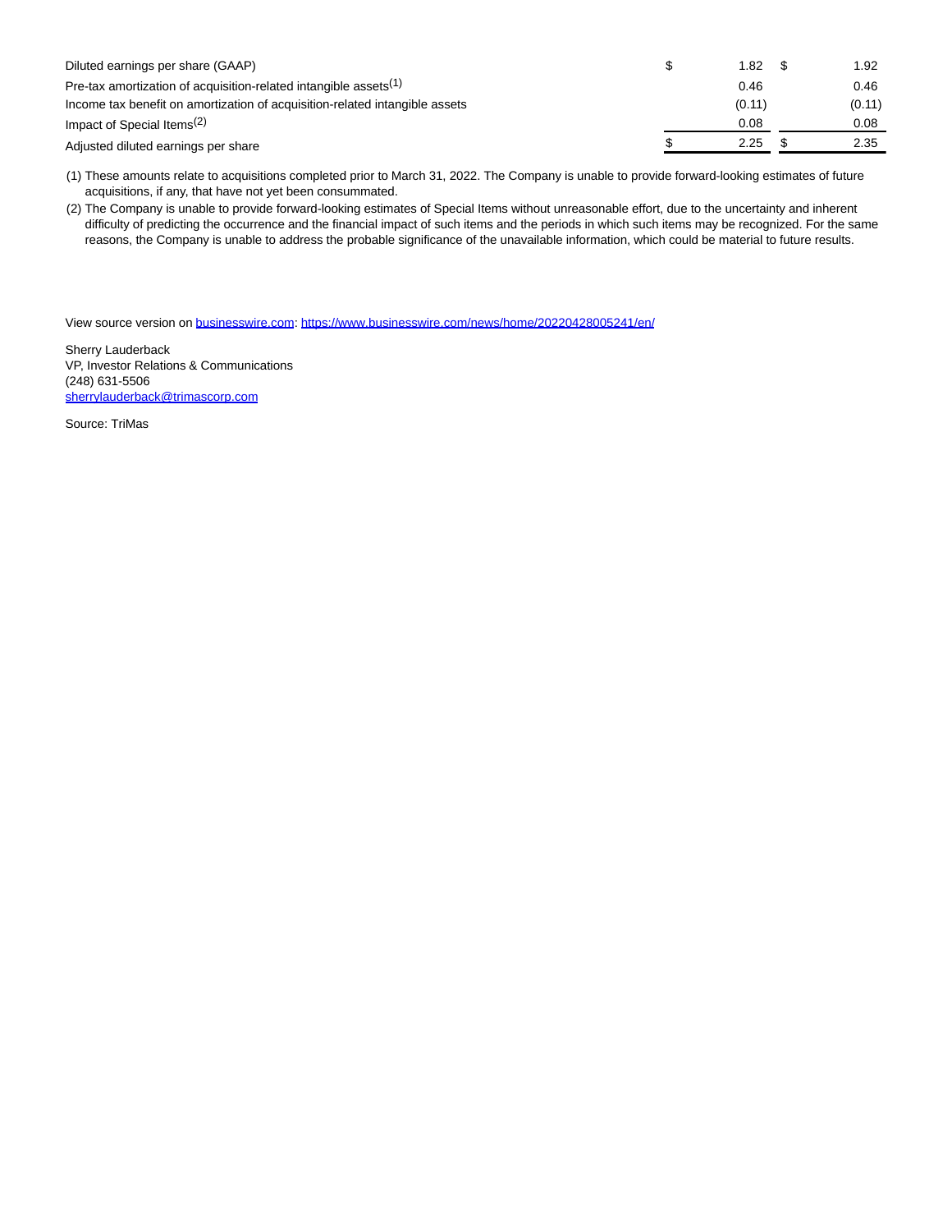| | | |
|---|---|---|
| Diluted earnings per share (GAAP) | $ 1.82 | $ 1.92 |
| Pre-tax amortization of acquisition-related intangible assets[1] | 0.46 | 0.46 |
| Income tax benefit on amortization of acquisition-related intangible assets | (0.11) | (0.11) |
| Impact of Special Items[2] | 0.08 | 0.08 |
| Adjusted diluted earnings per share | $ 2.25 | $ 2.35 |

(1) These amounts relate to acquisitions completed prior to March 31, 2022. The Company is unable to provide forward-looking estimates of future acquisitions, if any, that have not yet been consummated.

(2) The Company is unable to provide forward-looking estimates of Special Items without unreasonable effort, due to the uncertainty and inherent difficulty of predicting the occurrence and the financial impact of such items and the periods in which such items may be recognized. For the same reasons, the Company is unable to address the probable significance of the unavailable information, which could be material to future results.

View source version on businesswire.com: https://www.businesswire.com/news/home/20220428005241/en/

Sherry Lauderback
VP, Investor Relations & Communications
(248) 631-5506
sherrylauderback@trimascorp.com

Source: TriMas